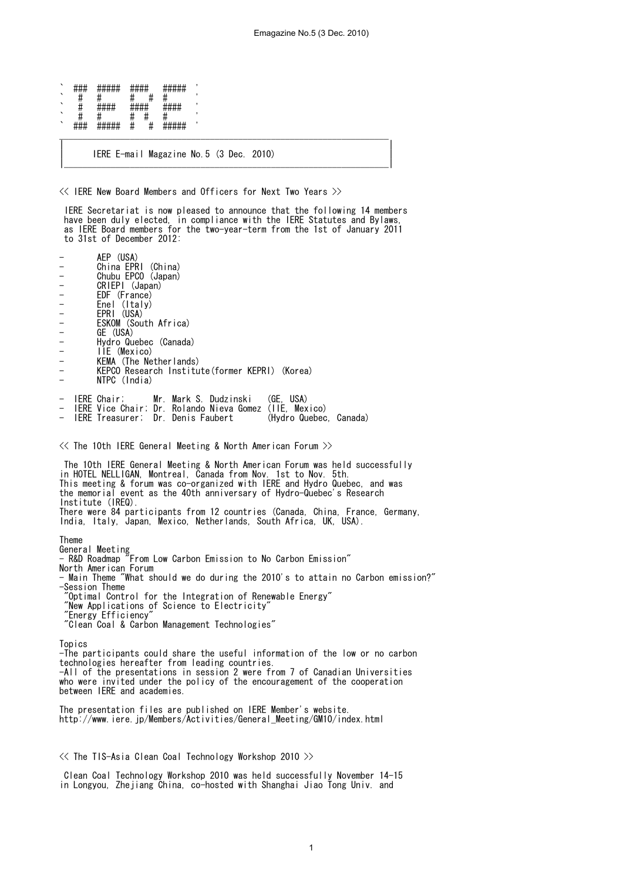```
` ### ##### ####  ##### '
`  #  #     #   # #     '
`  #  ####  ####  ####  '
`  #  #     #  #  #     '
` ### ##### #   # ##### '
```

# IERE E-mail Magazine No.5 (3 Dec. 2010)

## << IERE New Board Members and Officers for Next Two Years >>

IERE Secretariat is now pleased to announce that the following 14 members have been duly elected, in compliance with the IERE Statutes and Bylaws, as IERE Board members for the two-year-term from the 1st of January 2011 to 31st of December 2012:

- AEP (USA)
- China EPRI (China)
- Chubu EPCO (Japan)
- CRIEPI (Japan)
- EDF (France)
- Enel (Italy)
- EPRI (USA)
- ESKOM (South Africa)
- GE (USA)
- Hydro Quebec (Canada)
- IIE (Mexico)
- KEMA (The Netherlands)
- KEPCO Research Institute(former KEPRI) (Korea)
- NTPC (India)

- IERE Chair; Mr. Mark S. Dudzinski (GE, USA)
- IERE Vice Chair; Dr. Rolando Nieva Gomez (IIE, Mexico)
- IERE Treasurer; Dr. Denis Faubert (Hydro Quebec, Canada)

## << The 10th IERE General Meeting & North American Forum >>

The 10th IERE General Meeting & North American Forum was held successfully in HOTEL NELLIGAN, Montreal, Canada from Nov. 1st to Nov. 5th.
This meeting & forum was co-organized with IERE and Hydro Quebec, and was the memorial event as the 40th anniversary of Hydro-Quebec's Research Institute (IREQ).
There were 84 participants from 12 countries (Canada, China, France, Germany, India, Italy, Japan, Mexico, Netherlands, South Africa, UK, USA).

Theme
General Meeting
- R&D Roadmap "From Low Carbon Emission to No Carbon Emission"
North American Forum
- Main Theme "What should we do during the 2010's to attain no Carbon emission?"
-Session Theme
 "Optimal Control for the Integration of Renewable Energy"
 "New Applications of Science to Electricity"
 "Energy Efficiency"
 "Clean Coal & Carbon Management Technologies"

Topics
-The participants could share the useful information of the low or no carbon technologies hereafter from leading countries.
-All of the presentations in session 2 were from 7 of Canadian Universities who were invited under the policy of the encouragement of the cooperation between IERE and academies.

The presentation files are published on IERE Member's website.
http://www.iere.jp/Members/Activities/General_Meeting/GM10/index.html

## << The TIS-Asia Clean Coal Technology Workshop 2010 >>

Clean Coal Technology Workshop 2010 was held successfully November 14-15 in Longyou, Zhejiang China, co-hosted with Shanghai Jiao Tong Univ. and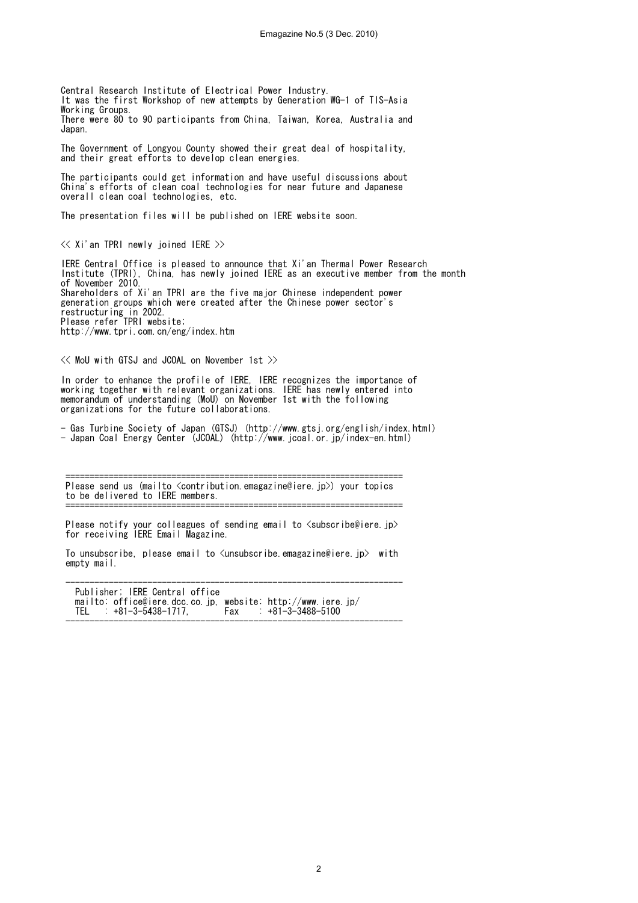Central Research Institute of Electrical Power Industry.
It was the first Workshop of new attempts by Generation WG-1 of TIS-Asia Working Groups.
There were 80 to 90 participants from China, Taiwan, Korea, Australia and Japan.

The Government of Longyou County showed their great deal of hospitality, and their great efforts to develop clean energies.

The participants could get information and have useful discussions about China's efforts of clean coal technologies for near future and Japanese overall clean coal technologies, etc.

The presentation files will be published on IERE website soon.

<< Xi'an TPRI newly joined IERE >>

IERE Central Office is pleased to announce that Xi'an Thermal Power Research Institute (TPRI), China, has newly joined IERE as an executive member from the month of November 2010.
Shareholders of Xi'an TPRI are the five major Chinese independent power generation groups which were created after the Chinese power sector's restructuring in 2002.
Please refer TPRI website;
http://www.tpri.com.cn/eng/index.htm

<< MoU with GTSJ and JCOAL on November 1st >>

In order to enhance the profile of IERE, IERE recognizes the importance of working together with relevant organizations. IERE has newly entered into memorandum of understanding (MoU) on November 1st with the following organizations for the future collaborations.

- Gas Turbine Society of Japan (GTSJ) (http://www.gtsj.org/english/index.html)
- Japan Coal Energy Center (JCOAL) (http://www.jcoal.or.jp/index-en.html)

========================================================================
Please send us (mailto <contribution.emagazine@iere.jp>) your topics to be delivered to IERE members.
========================================================================

Please notify your colleagues of sending email to <subscribe@iere.jp> for receiving IERE Email Magazine.

To unsubscribe, please email to <unsubscribe.emagazine@iere.jp> with empty mail.

------------------------------------------------------------------------
Publisher; IERE Central office
mailto: office@iere.dcc.co.jp, website: http://www.iere.jp/
TEL : +81-3-5438-1717, Fax : +81-3-3488-5100
------------------------------------------------------------------------